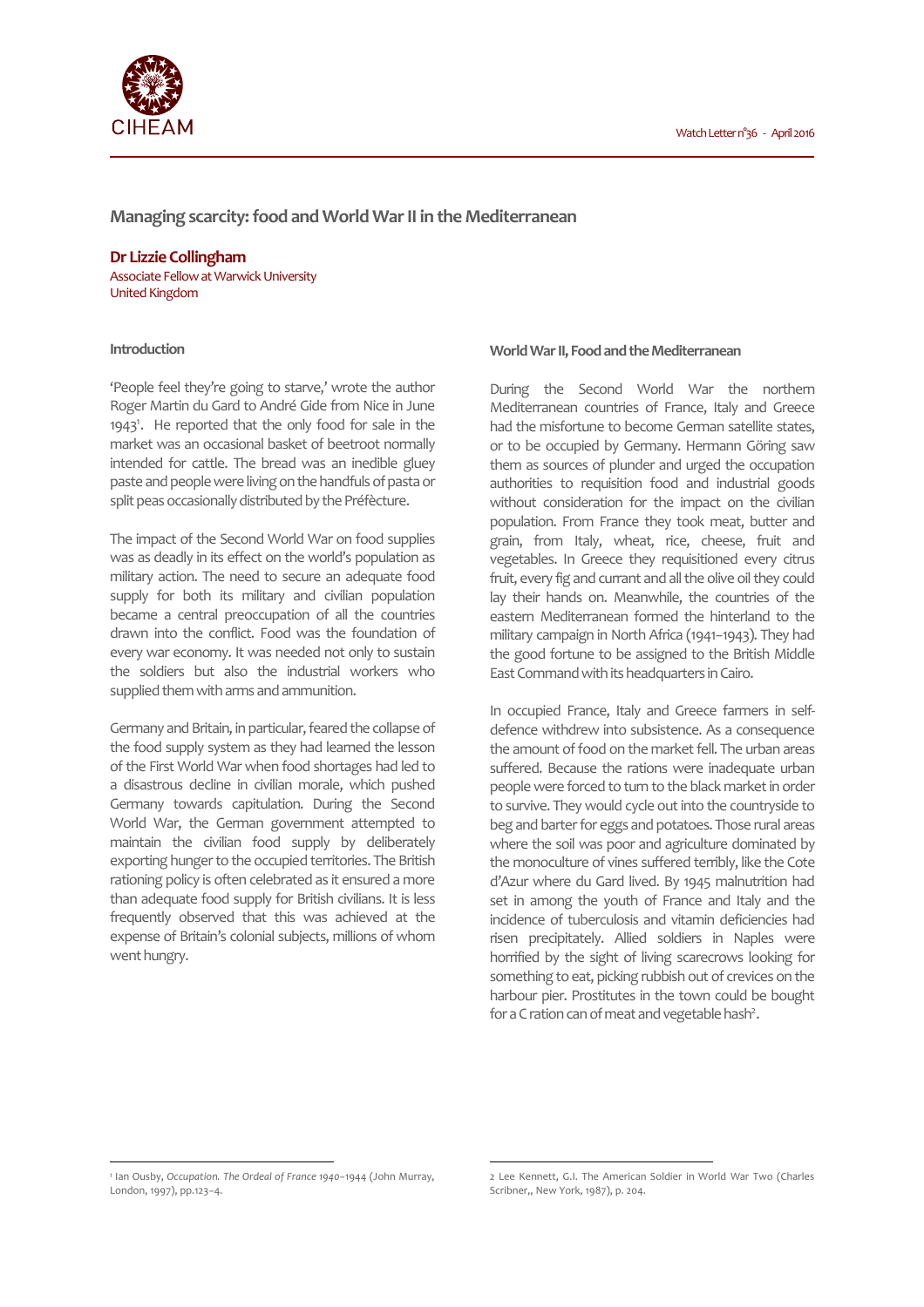# Managing scarcity: food and World War II in the Mediterranean

**Dr Lizzie Collingham**
Associate Fellow at Warwick University
United Kingdom

### Introduction

'People feel they're going to starve,' wrote the author Roger Martin du Gard to André Gide from Nice in June 1943[1]. He reported that the only food for sale in the market was an occasional basket of beetroot normally intended for cattle. The bread was an inedible gluey paste and people were living on the handfuls of pasta or split peas occasionally distributed by the Préfècture.

The impact of the Second World War on food supplies was as deadly in its effect on the world's population as military action. The need to secure an adequate food supply for both its military and civilian population became a central preoccupation of all the countries drawn into the conflict. Food was the foundation of every war economy. It was needed not only to sustain the soldiers but also the industrial workers who supplied them with arms and ammunition.

Germany and Britain, in particular, feared the collapse of the food supply system as they had learned the lesson of the First World War when food shortages had led to a disastrous decline in civilian morale, which pushed Germany towards capitulation. During the Second World War, the German government attempted to maintain the civilian food supply by deliberately exporting hunger to the occupied territories. The British rationing policy is often celebrated as it ensured a more than adequate food supply for British civilians. It is less frequently observed that this was achieved at the expense of Britain's colonial subjects, millions of whom went hungry.

### World War II, Food and the Mediterranean

During the Second World War the northern Mediterranean countries of France, Italy and Greece had the misfortune to become German satellite states, or to be occupied by Germany. Hermann Göring saw them as sources of plunder and urged the occupation authorities to requisition food and industrial goods without consideration for the impact on the civilian population. From France they took meat, butter and grain, from Italy, wheat, rice, cheese, fruit and vegetables. In Greece they requisitioned every citrus fruit, every fig and currant and all the olive oil they could lay their hands on. Meanwhile, the countries of the eastern Mediterranean formed the hinterland to the military campaign in North Africa (1941–1943). They had the good fortune to be assigned to the British Middle East Command with its headquarters in Cairo.

In occupied France, Italy and Greece farmers in self-defence withdrew into subsistence. As a consequence the amount of food on the market fell. The urban areas suffered. Because the rations were inadequate urban people were forced to turn to the black market in order to survive. They would cycle out into the countryside to beg and barter for eggs and potatoes. Those rural areas where the soil was poor and agriculture dominated by the monoculture of vines suffered terribly, like the Cote d'Azur where du Gard lived. By 1945 malnutrition had set in among the youth of France and Italy and the incidence of tuberculosis and vitamin deficiencies had risen precipitately. Allied soldiers in Naples were horrified by the sight of living scarecrows looking for something to eat, picking rubbish out of crevices on the harbour pier. Prostitutes in the town could be bought for a C ration can of meat and vegetable hash[2].

---

[1] Ian Ousby, *Occupation. The Ordeal of France 1940–1944* (John Murray, London, 1997), pp.123–4.

2 Lee Kennett, G.I. The American Soldier in World War Two (Charles Scribner,, New York, 1987), p. 204.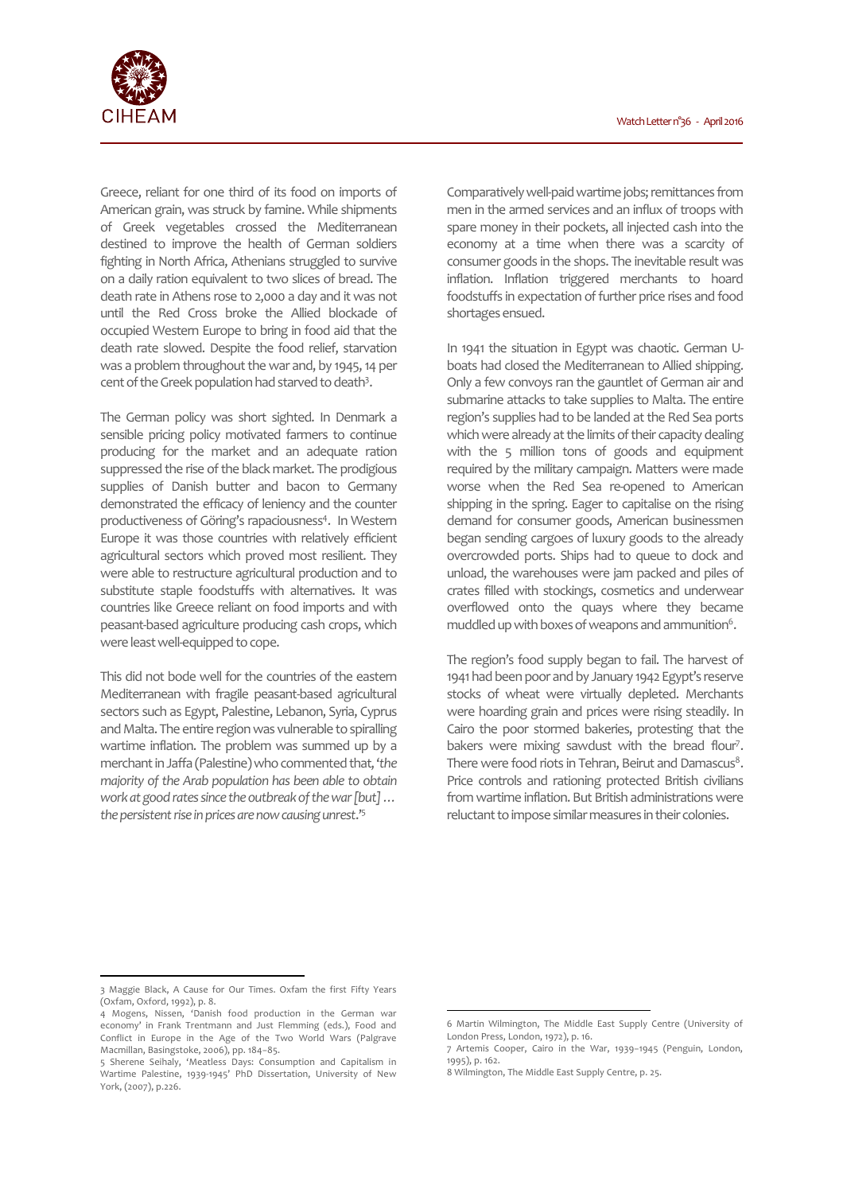Greece, reliant for one third of its food on imports of American grain, was struck by famine. While shipments of Greek vegetables crossed the Mediterranean destined to improve the health of German soldiers fighting in North Africa, Athenians struggled to survive on a daily ration equivalent to two slices of bread. The death rate in Athens rose to 2,000 a day and it was not until the Red Cross broke the Allied blockade of occupied Western Europe to bring in food aid that the death rate slowed. Despite the food relief, starvation was a problem throughout the war and, by 1945, 14 per cent of the Greek population had starved to death[3].

The German policy was short sighted. In Denmark a sensible pricing policy motivated farmers to continue producing for the market and an adequate ration suppressed the rise of the black market. The prodigious supplies of Danish butter and bacon to Germany demonstrated the efficacy of leniency and the counter productiveness of Göring's rapaciousness[4]. In Western Europe it was those countries with relatively efficient agricultural sectors which proved most resilient. They were able to restructure agricultural production and to substitute staple foodstuffs with alternatives. It was countries like Greece reliant on food imports and with peasant-based agriculture producing cash crops, which were least well-equipped to cope.

This did not bode well for the countries of the eastern Mediterranean with fragile peasant-based agricultural sectors such as Egypt, Palestine, Lebanon, Syria, Cyprus and Malta. The entire region was vulnerable to spiralling wartime inflation. The problem was summed up by a merchant in Jaffa (Palestine) who commented that, '*the majority of the Arab population has been able to obtain work at good rates since the outbreak of the war [but] … the persistent rise in prices are now causing unrest*.'[5]

Comparatively well-paid wartime jobs; remittances from men in the armed services and an influx of troops with spare money in their pockets, all injected cash into the economy at a time when there was a scarcity of consumer goods in the shops. The inevitable result was inflation. Inflation triggered merchants to hoard foodstuffs in expectation of further price rises and food shortages ensued.

In 1941 the situation in Egypt was chaotic. German U-boats had closed the Mediterranean to Allied shipping. Only a few convoys ran the gauntlet of German air and submarine attacks to take supplies to Malta. The entire region's supplies had to be landed at the Red Sea ports which were already at the limits of their capacity dealing with the 5 million tons of goods and equipment required by the military campaign. Matters were made worse when the Red Sea re-opened to American shipping in the spring. Eager to capitalise on the rising demand for consumer goods, American businessmen began sending cargoes of luxury goods to the already overcrowded ports. Ships had to queue to dock and unload, the warehouses were jam packed and piles of crates filled with stockings, cosmetics and underwear overflowed onto the quays where they became muddled up with boxes of weapons and ammunition[6].

The region's food supply began to fail. The harvest of 1941 had been poor and by January 1942 Egypt's reserve stocks of wheat were virtually depleted. Merchants were hoarding grain and prices were rising steadily. In Cairo the poor stormed bakeries, protesting that the bakers were mixing sawdust with the bread flour[7]. There were food riots in Tehran, Beirut and Damascus[8]. Price controls and rationing protected British civilians from wartime inflation. But British administrations were reluctant to impose similar measures in their colonies.

---

3 Maggie Black, A Cause for Our Times. Oxfam the first Fifty Years (Oxfam, Oxford, 1992), p. 8.

4 Mogens, Nissen, 'Danish food production in the German war economy' in Frank Trentmann and Just Flemming (eds.), Food and Conflict in Europe in the Age of the Two World Wars (Palgrave Macmillan, Basingstoke, 2006), pp. 184–85.

5 Sherene Seihaly, 'Meatless Days: Consumption and Capitalism in Wartime Palestine, 1939-1945' PhD Dissertation, University of New York, (2007), p.226.

6 Martin Wilmington, The Middle East Supply Centre (University of London Press, London, 1972), p. 16.

7 Artemis Cooper, Cairo in the War, 1939–1945 (Penguin, London, 1995), p. 162.

8 Wilmington, The Middle East Supply Centre, p. 25.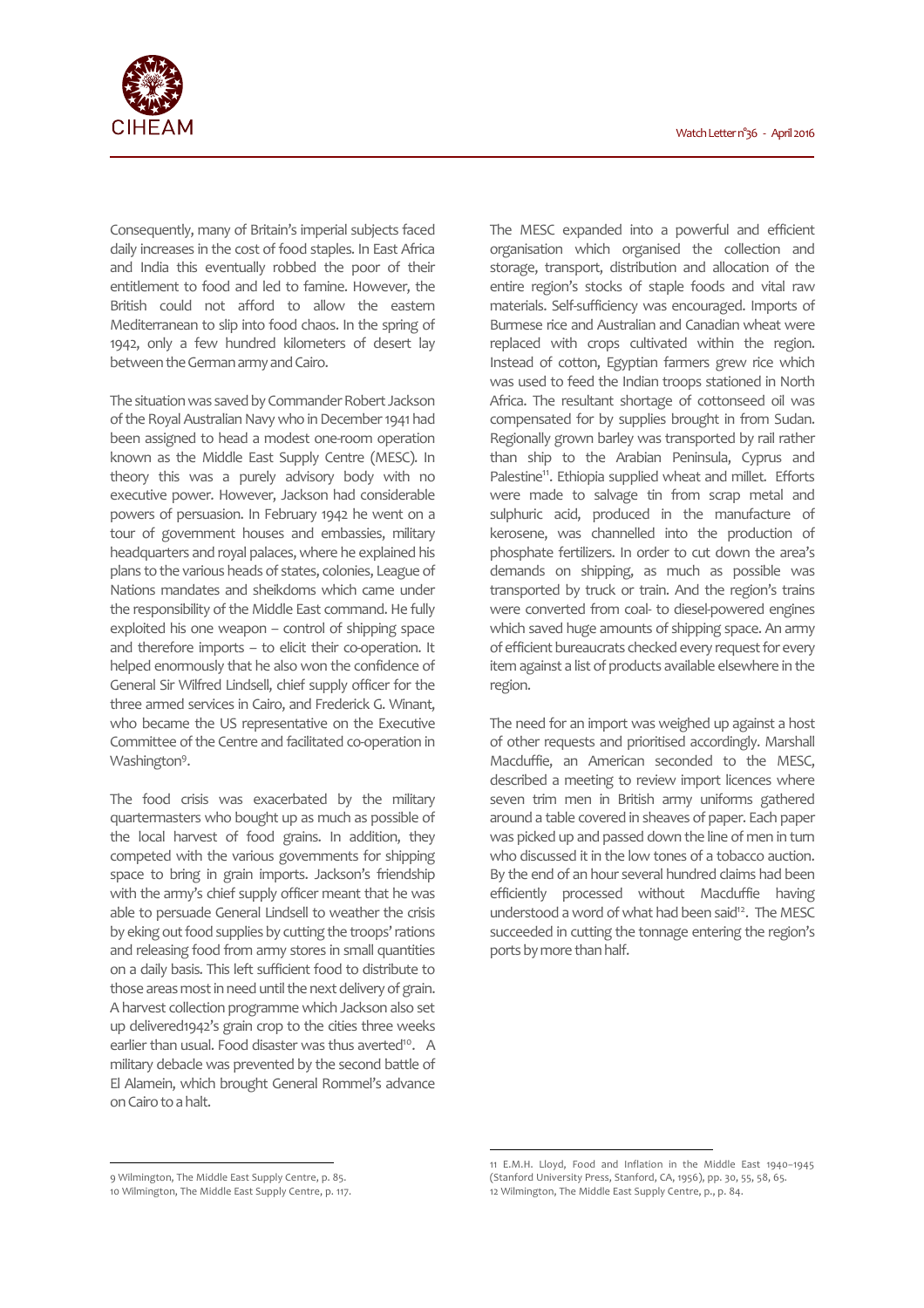Consequently, many of Britain's imperial subjects faced daily increases in the cost of food staples. In East Africa and India this eventually robbed the poor of their entitlement to food and led to famine. However, the British could not afford to allow the eastern Mediterranean to slip into food chaos. In the spring of 1942, only a few hundred kilometers of desert lay between the German army and Cairo.

The situation was saved by Commander Robert Jackson of the Royal Australian Navy who in December 1941 had been assigned to head a modest one-room operation known as the Middle East Supply Centre (MESC). In theory this was a purely advisory body with no executive power. However, Jackson had considerable powers of persuasion. In February 1942 he went on a tour of government houses and embassies, military headquarters and royal palaces, where he explained his plans to the various heads of states, colonies, League of Nations mandates and sheikdoms which came under the responsibility of the Middle East command. He fully exploited his one weapon – control of shipping space and therefore imports – to elicit their co-operation. It helped enormously that he also won the confidence of General Sir Wilfred Lindsell, chief supply officer for the three armed services in Cairo, and Frederick G. Winant, who became the US representative on the Executive Committee of the Centre and facilitated co-operation in Washington[9].

The food crisis was exacerbated by the military quartermasters who bought up as much as possible of the local harvest of food grains. In addition, they competed with the various governments for shipping space to bring in grain imports. Jackson's friendship with the army's chief supply officer meant that he was able to persuade General Lindsell to weather the crisis by eking out food supplies by cutting the troops' rations and releasing food from army stores in small quantities on a daily basis. This left sufficient food to distribute to those areas most in need until the next delivery of grain. A harvest collection programme which Jackson also set up delivered1942's grain crop to the cities three weeks earlier than usual. Food disaster was thus averted[10]. A military debacle was prevented by the second battle of El Alamein, which brought General Rommel's advance on Cairo to a halt.

The MESC expanded into a powerful and efficient organisation which organised the collection and storage, transport, distribution and allocation of the entire region's stocks of staple foods and vital raw materials. Self-sufficiency was encouraged. Imports of Burmese rice and Australian and Canadian wheat were replaced with crops cultivated within the region. Instead of cotton, Egyptian farmers grew rice which was used to feed the Indian troops stationed in North Africa. The resultant shortage of cottonseed oil was compensated for by supplies brought in from Sudan. Regionally grown barley was transported by rail rather than ship to the Arabian Peninsula, Cyprus and Palestine[11]. Ethiopia supplied wheat and millet. Efforts were made to salvage tin from scrap metal and sulphuric acid, produced in the manufacture of kerosene, was channelled into the production of phosphate fertilizers. In order to cut down the area's demands on shipping, as much as possible was transported by truck or train. And the region's trains were converted from coal- to diesel-powered engines which saved huge amounts of shipping space. An army of efficient bureaucrats checked every request for every item against a list of products available elsewhere in the region.

The need for an import was weighed up against a host of other requests and prioritised accordingly. Marshall Macduffie, an American seconded to the MESC, described a meeting to review import licences where seven trim men in British army uniforms gathered around a table covered in sheaves of paper. Each paper was picked up and passed down the line of men in turn who discussed it in the low tones of a tobacco auction. By the end of an hour several hundred claims had been efficiently processed without Macduffie having understood a word of what had been said[12]. The MESC succeeded in cutting the tonnage entering the region's ports by more than half.

---

9 Wilmington, The Middle East Supply Centre, p. 85.

10 Wilmington, The Middle East Supply Centre, p. 117.

11 E.M.H. Lloyd, Food and Inflation in the Middle East 1940–1945 (Stanford University Press, Stanford, CA, 1956), pp. 30, 55, 58, 65.

12 Wilmington, The Middle East Supply Centre, p., p. 84.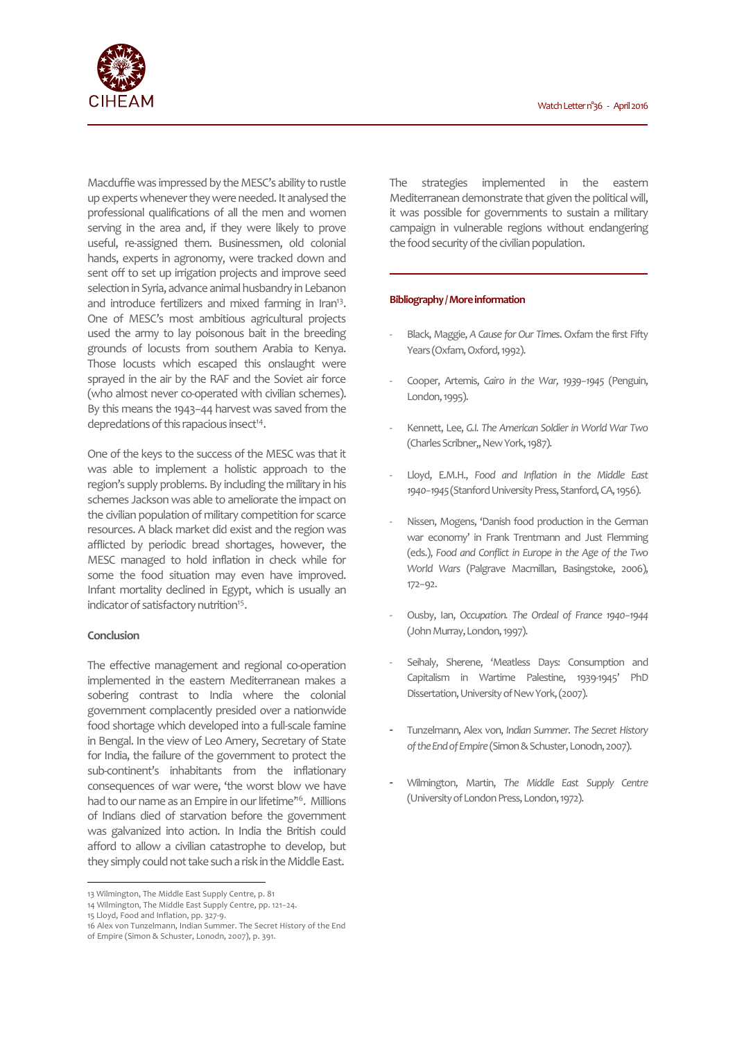Macduffie was impressed by the MESC's ability to rustle up experts whenever they were needed. It analysed the professional qualifications of all the men and women serving in the area and, if they were likely to prove useful, re-assigned them. Businessmen, old colonial hands, experts in agronomy, were tracked down and sent off to set up irrigation projects and improve seed selection in Syria, advance animal husbandry in Lebanon and introduce fertilizers and mixed farming in Iran[13]. One of MESC's most ambitious agricultural projects used the army to lay poisonous bait in the breeding grounds of locusts from southern Arabia to Kenya. Those locusts which escaped this onslaught were sprayed in the air by the RAF and the Soviet air force (who almost never co-operated with civilian schemes). By this means the 1943–44 harvest was saved from the depredations of this rapacious insect[14].

One of the keys to the success of the MESC was that it was able to implement a holistic approach to the region's supply problems. By including the military in his schemes Jackson was able to ameliorate the impact on the civilian population of military competition for scarce resources. A black market did exist and the region was afflicted by periodic bread shortages, however, the MESC managed to hold inflation in check while for some the food situation may even have improved. Infant mortality declined in Egypt, which is usually an indicator of satisfactory nutrition[15].

### Conclusion

The effective management and regional co-operation implemented in the eastern Mediterranean makes a sobering contrast to India where the colonial government complacently presided over a nationwide food shortage which developed into a full-scale famine in Bengal. In the view of Leo Amery, Secretary of State for India, the failure of the government to protect the sub-continent's inhabitants from the inflationary consequences of war were, 'the worst blow we have had to our name as an Empire in our lifetime'[16]. Millions of Indians died of starvation before the government was galvanized into action. In India the British could afford to allow a civilian catastrophe to develop, but they simply could not take such a risk in the Middle East.

The strategies implemented in the eastern Mediterranean demonstrate that given the political will, it was possible for governments to sustain a military campaign in vulnerable regions without endangering the food security of the civilian population.

---

13 Wilmington, The Middle East Supply Centre, p. 81
14 Wilmington, The Middle East Supply Centre, pp. 121–24.
15 Lloyd, Food and Inflation, pp. 327-9.
16 Alex von Tunzelmann, Indian Summer. The Secret History of the End of Empire (Simon & Schuster, Londn, 2007), p. 391.

---

**Bibliography / More information**

- Black, Maggie, *A Cause for Our Times*. Oxfam the first Fifty Years (Oxfam, Oxford, 1992).
- Cooper, Artemis, *Cairo in the War, 1939–1945* (Penguin, London, 1995).
- Kennett, Lee, *G.I. The American Soldier in World War Two* (Charles Scribner,, New York, 1987).
- Lloyd, E.M.H., *Food and Inflation in the Middle East 1940–1945* (Stanford University Press, Stanford, CA, 1956).
- Nissen, Mogens, 'Danish food production in the German war economy' in Frank Trentmann and Just Flemming (eds.), *Food and Conflict in Europe in the Age of the Two World Wars* (Palgrave Macmillan, Basingstoke, 2006), 172–92.
- Ousby, Ian, *Occupation. The Ordeal of France 1940–1944* (John Murray, London, 1997).
- Seihaly, Sherene, 'Meatless Days: Consumption and Capitalism in Wartime Palestine, 1939-1945' PhD Dissertation, University of New York, (2007).
- Tunzelmann, Alex von, *Indian Summer. The Secret History of the End of Empire* (Simon & Schuster, Londn, 2007).
- Wilmington, Martin, *The Middle East Supply Centre* (University of London Press, London, 1972).